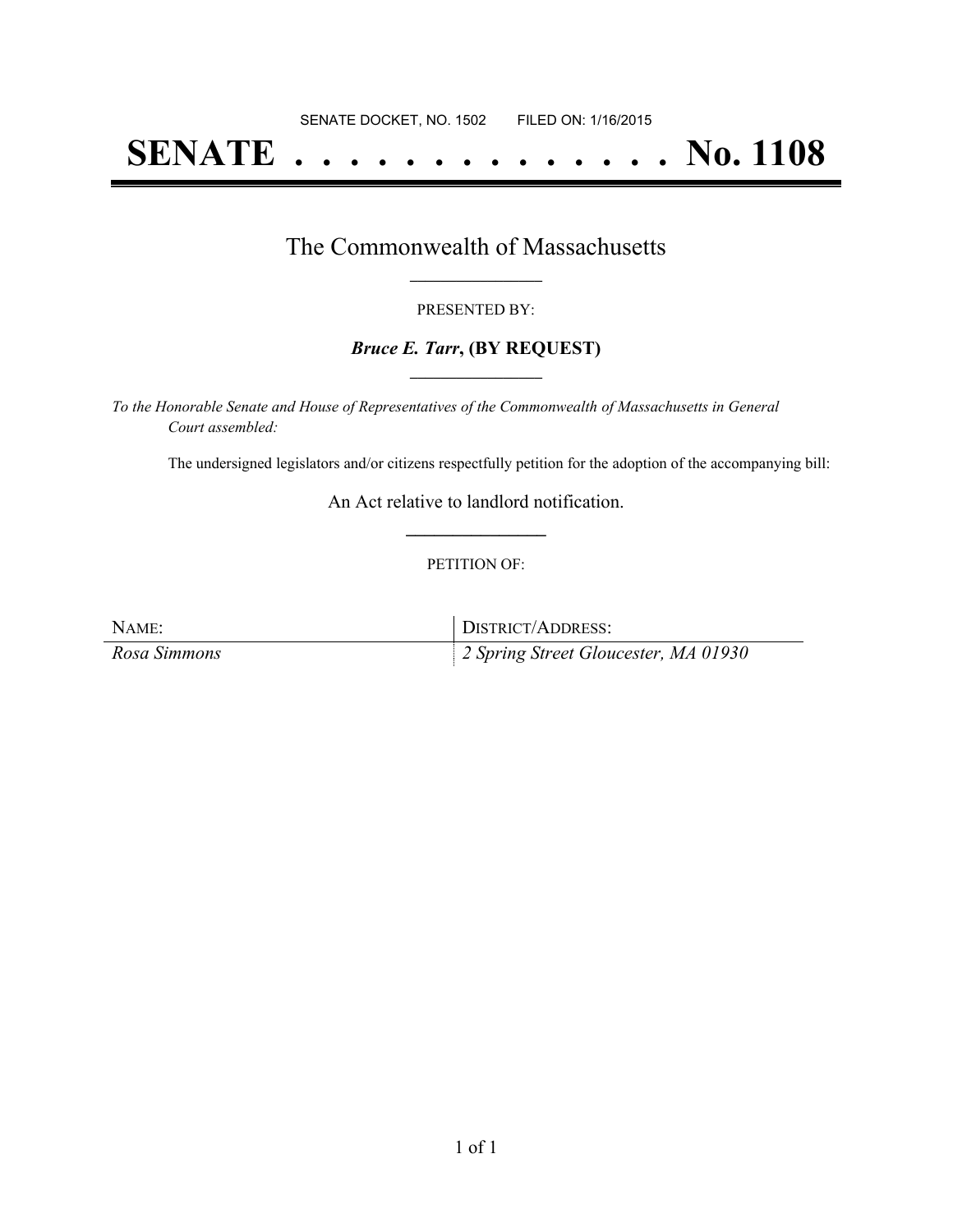SENATE DOCKET, NO. 1502        FILED ON: 1/16/2015

# SENATE . . . . . . . . . . . . . . No. 1108

## The Commonwealth of Massachusetts

PRESENTED BY:

***Bruce E. Tarr*, (BY REQUEST)**

*To the Honorable Senate and House of Representatives of the Commonwealth of Massachusetts in General Court assembled:*

The undersigned legislators and/or citizens respectfully petition for the adoption of the accompanying bill:

An Act relative to landlord notification.

PETITION OF:

| NAME: | DISTRICT/ADDRESS: |
| --- | --- |
| *Rosa Simmons* | *2 Spring Street Gloucester, MA 01930* |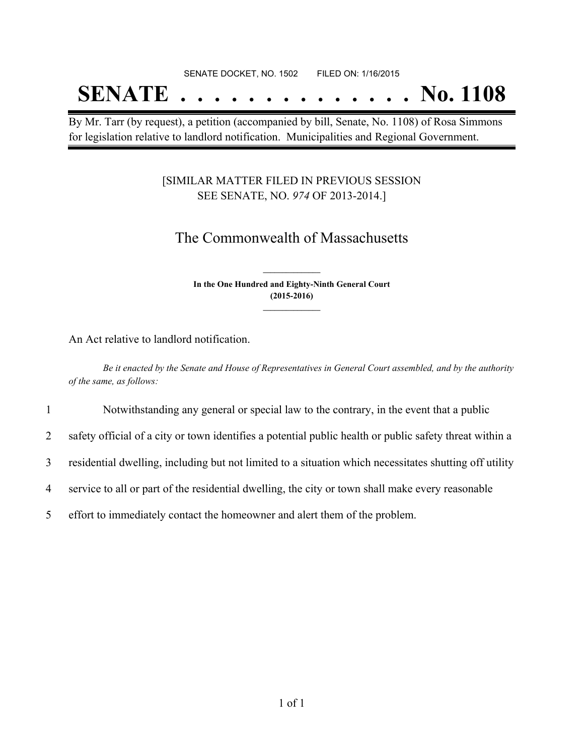SENATE DOCKET, NO. 1502        FILED ON: 1/16/2015

# SENATE . . . . . . . . . . . . . . No. 1108

By Mr. Tarr (by request), a petition (accompanied by bill, Senate, No. 1108) of Rosa Simmons for legislation relative to landlord notification. Municipalities and Regional Government.

[SIMILAR MATTER FILED IN PREVIOUS SESSION SEE SENATE, NO. *974* OF 2013-2014.]

## The Commonwealth of Massachusetts

**In the One Hundred and Eighty-Ninth General Court (2015-2016)**

An Act relative to landlord notification.

*Be it enacted by the Senate and House of Representatives in General Court assembled, and by the authority of the same, as follows:*

1 Notwithstanding any general or special law to the contrary, in the event that a public
2 safety official of a city or town identifies a potential public health or public safety threat within a
3 residential dwelling, including but not limited to a situation which necessitates shutting off utility
4 service to all or part of the residential dwelling, the city or town shall make every reasonable
5 effort to immediately contact the homeowner and alert them of the problem.